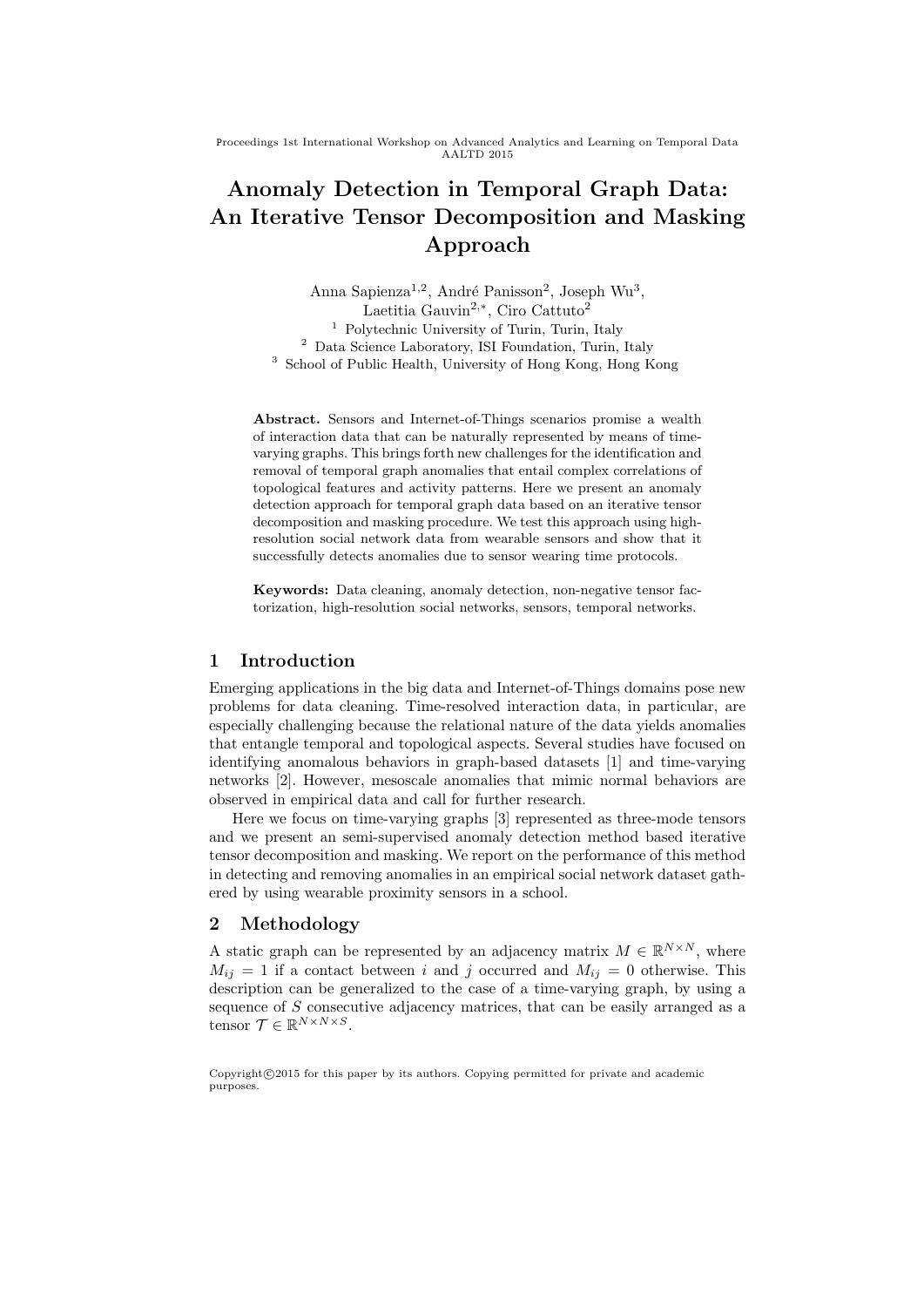# Anomaly Detection in Temporal Graph Data: An Iterative Tensor Decomposition and Masking Approach

Anna Sapienza[1,2], André Panisson[2], Joseph Wu[3], Laetitia Gauvin[2,*], Ciro Cattuto[2]

[1] Polytechnic University of Turin, Turin, Italy
[2] Data Science Laboratory, ISI Foundation, Turin, Italy
[3] School of Public Health, University of Hong Kong, Hong Kong

**Abstract.** Sensors and Internet-of-Things scenarios promise a wealth of interaction data that can be naturally represented by means of time-varying graphs. This brings forth new challenges for the identification and removal of temporal graph anomalies that entail complex correlations of topological features and activity patterns. Here we present an anomaly detection approach for temporal graph data based on an iterative tensor decomposition and masking procedure. We test this approach using high-resolution social network data from wearable sensors and show that it successfully detects anomalies due to sensor wearing time protocols.

**Keywords:** Data cleaning, anomaly detection, non-negative tensor factorization, high-resolution social networks, sensors, temporal networks.

## 1 Introduction

Emerging applications in the big data and Internet-of-Things domains pose new problems for data cleaning. Time-resolved interaction data, in particular, are especially challenging because the relational nature of the data yields anomalies that entangle temporal and topological aspects. Several studies have focused on identifying anomalous behaviors in graph-based datasets [1] and time-varying networks [2]. However, mesoscale anomalies that mimic normal behaviors are observed in empirical data and call for further research.

Here we focus on time-varying graphs [3] represented as three-mode tensors and we present an semi-supervised anomaly detection method based iterative tensor decomposition and masking. We report on the performance of this method in detecting and removing anomalies in an empirical social network dataset gathered by using wearable proximity sensors in a school.

## 2 Methodology

A static graph can be represented by an adjacency matrix $M \in \mathbb{R}^{N \times N}$, where $M_{ij} = 1$ if a contact between $i$ and $j$ occurred and $M_{ij} = 0$ otherwise. This description can be generalized to the case of a time-varying graph, by using a sequence of $S$ consecutive adjacency matrices, that can be easily arranged as a tensor $\mathcal{T} \in \mathbb{R}^{N \times N \times S}$.

Copyright©2015 for this paper by its authors. Copying permitted for private and academic purposes.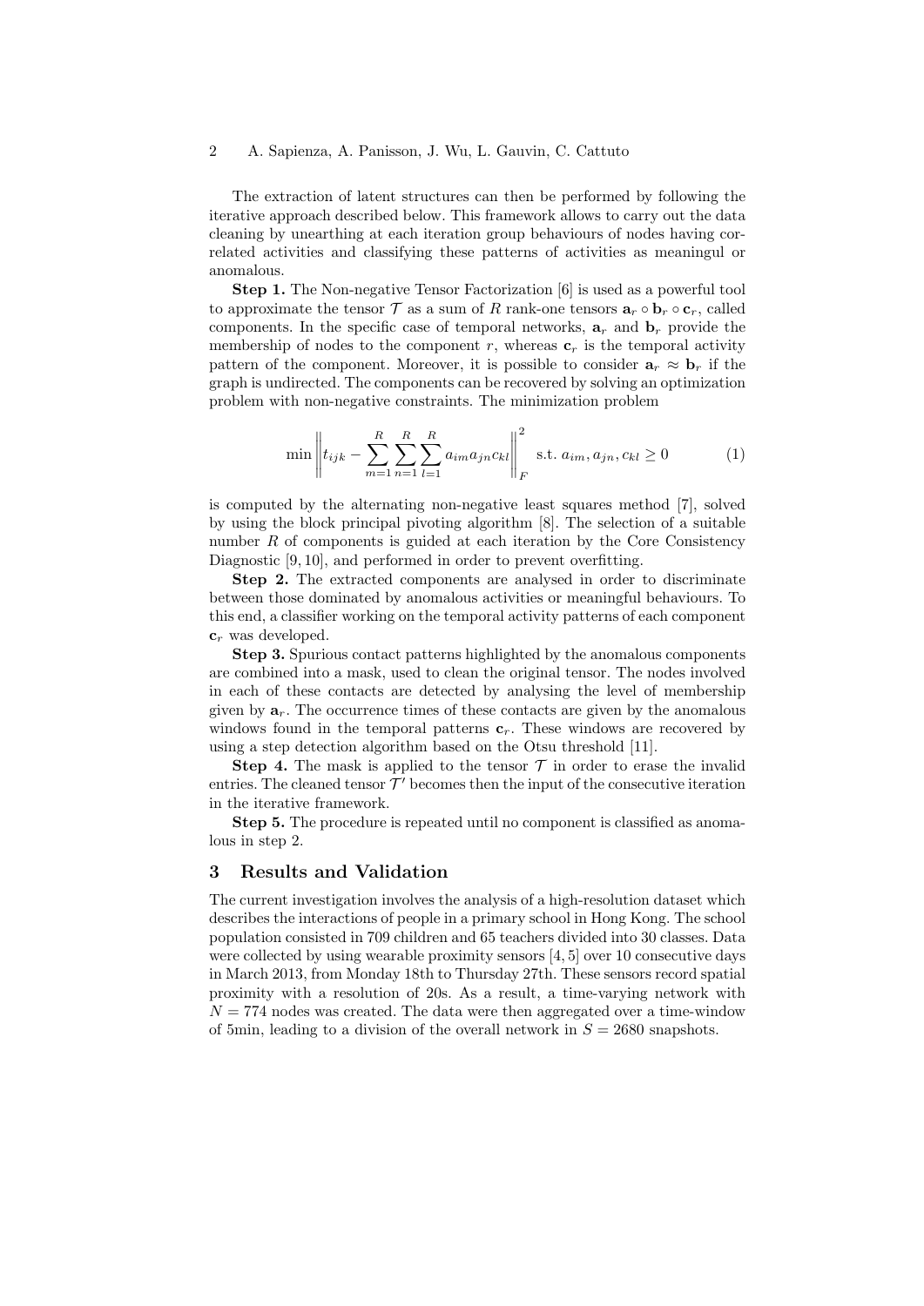The extraction of latent structures can then be performed by following the iterative approach described below. This framework allows to carry out the data cleaning by unearthing at each iteration group behaviours of nodes having correlated activities and classifying these patterns of activities as meaningul or anomalous.

**Step 1.** The Non-negative Tensor Factorization [6] is used as a powerful tool to approximate the tensor $\mathcal{T}$ as a sum of $R$ rank-one tensors $\mathbf{a}_r \circ \mathbf{b}_r \circ \mathbf{c}_r$, called components. In the specific case of temporal networks, $\mathbf{a}_r$ and $\mathbf{b}_r$ provide the membership of nodes to the component $r$, whereas $\mathbf{c}_r$ is the temporal activity pattern of the component. Moreover, it is possible to consider $\mathbf{a}_r \approx \mathbf{b}_r$ if the graph is undirected. The components can be recovered by solving an optimization problem with non-negative constraints. The minimization problem

$$\min \left\| t_{ijk} - \sum_{m=1}^{R} \sum_{n=1}^{R} \sum_{l=1}^{R} a_{im} a_{jn} c_{kl} \right\|_F^2 \quad \text{s.t. } a_{im}, a_{jn}, c_{kl} \geq 0 \tag{1}$$

is computed by the alternating non-negative least squares method [7], solved by using the block principal pivoting algorithm [8]. The selection of a suitable number $R$ of components is guided at each iteration by the Core Consistency Diagnostic [9, 10], and performed in order to prevent overfitting.

**Step 2.** The extracted components are analysed in order to discriminate between those dominated by anomalous activities or meaningful behaviours. To this end, a classifier working on the temporal activity patterns of each component $\mathbf{c}_r$ was developed.

**Step 3.** Spurious contact patterns highlighted by the anomalous components are combined into a mask, used to clean the original tensor. The nodes involved in each of these contacts are detected by analysing the level of membership given by $\mathbf{a}_r$. The occurrence times of these contacts are given by the anomalous windows found in the temporal patterns $\mathbf{c}_r$. These windows are recovered by using a step detection algorithm based on the Otsu threshold [11].

**Step 4.** The mask is applied to the tensor $\mathcal{T}$ in order to erase the invalid entries. The cleaned tensor $\mathcal{T}'$ becomes then the input of the consecutive iteration in the iterative framework.

**Step 5.** The procedure is repeated until no component is classified as anomalous in step 2.

## 3 Results and Validation

The current investigation involves the analysis of a high-resolution dataset which describes the interactions of people in a primary school in Hong Kong. The school population consisted in 709 children and 65 teachers divided into 30 classes. Data were collected by using wearable proximity sensors [4, 5] over 10 consecutive days in March 2013, from Monday 18th to Thursday 27th. These sensors record spatial proximity with a resolution of 20s. As a result, a time-varying network with $N = 774$ nodes was created. The data were then aggregated over a time-window of 5min, leading to a division of the overall network in $S = 2680$ snapshots.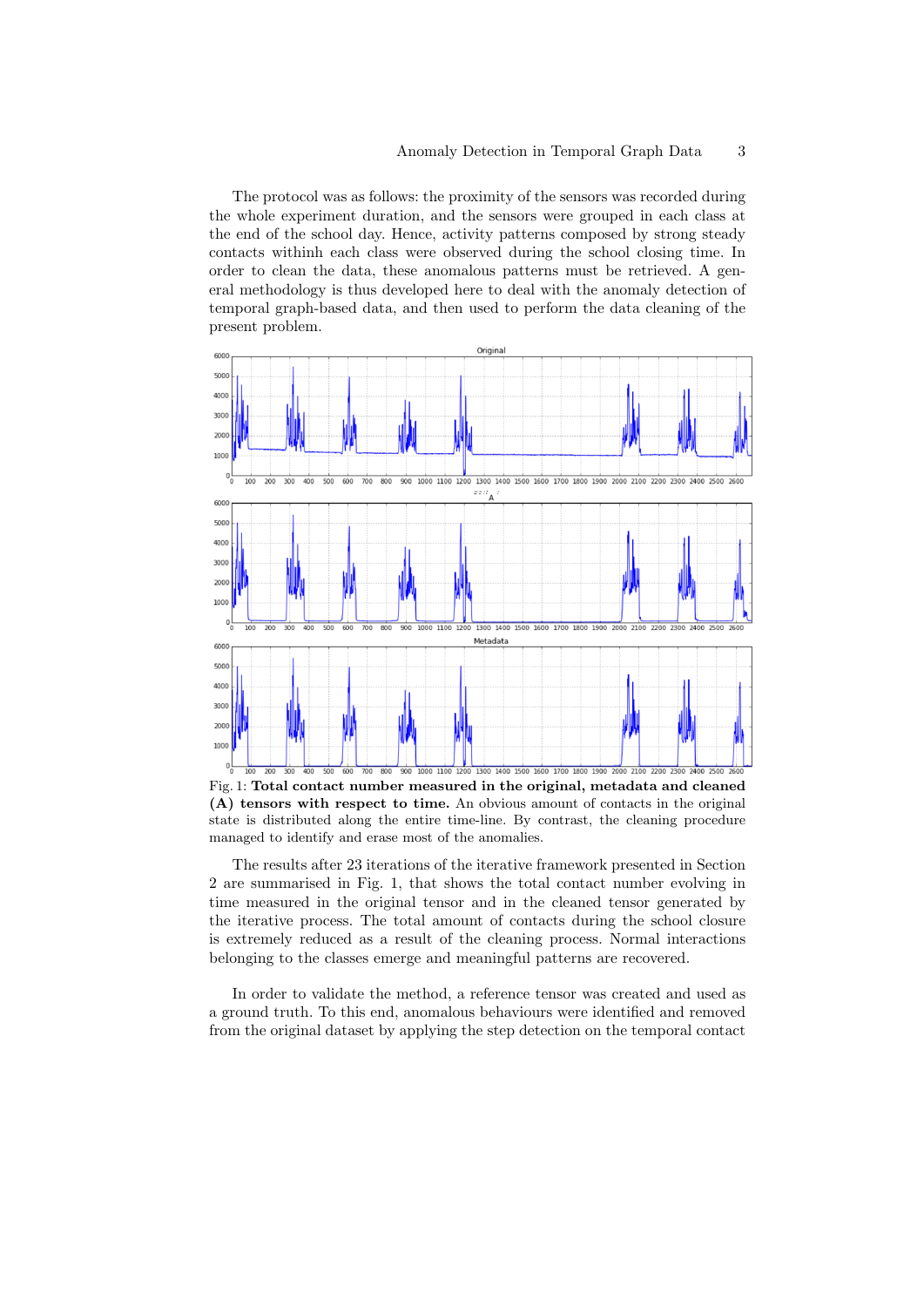The protocol was as follows: the proximity of the sensors was recorded during the whole experiment duration, and the sensors were grouped in each class at the end of the school day. Hence, activity patterns composed by strong steady contacts withinh each class were observed during the school closing time. In order to clean the data, these anomalous patterns must be retrieved. A general methodology is thus developed here to deal with the anomaly detection of temporal graph-based data, and then used to perform the data cleaning of the present problem.

Fig. 1: **Total contact number measured in the original, metadata and cleaned (A) tensors with respect to time.** An obvious amount of contacts in the original state is distributed along the entire time-line. By contrast, the cleaning procedure managed to identify and erase most of the anomalies.

The results after 23 iterations of the iterative framework presented in Section 2 are summarised in Fig. 1, that shows the total contact number evolving in time measured in the original tensor and in the cleaned tensor generated by the iterative process. The total amount of contacts during the school closure is extremely reduced as a result of the cleaning process. Normal interactions belonging to the classes emerge and meaningful patterns are recovered.

In order to validate the method, a reference tensor was created and used as a ground truth. To this end, anomalous behaviours were identified and removed from the original dataset by applying the step detection on the temporal contact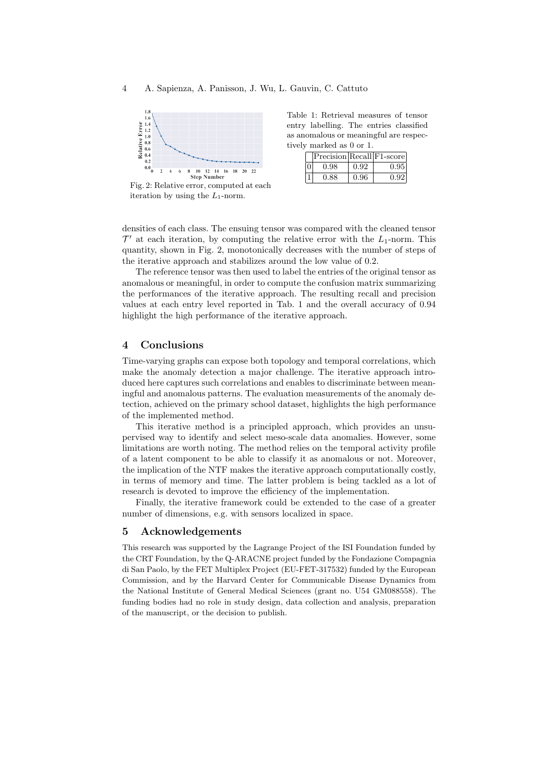Fig. 2: Relative error, computed at each iteration by using the $L_1$-norm.

Table 1: Retrieval measures of tensor entry labelling. The entries classified as anomalous or meaningful are respectively marked as 0 or 1.

| | Precision | Recall | F1-score |
|---|---|---|---|
| 0 | 0.98 | 0.92 | 0.95 |
| 1 | 0.88 | 0.96 | 0.92 |

densities of each class. The ensuing tensor was compared with the cleaned tensor $\mathcal{T}'$ at each iteration, by computing the relative error with the $L_1$-norm. This quantity, shown in Fig. 2, monotonically decreases with the number of steps of the iterative approach and stabilizes around the low value of 0.2.

The reference tensor was then used to label the entries of the original tensor as anomalous or meaningful, in order to compute the confusion matrix summarizing the performances of the iterative approach. The resulting recall and precision values at each entry level reported in Tab. 1 and the overall accuracy of 0.94 highlight the high performance of the iterative approach.

## 4 Conclusions

Time-varying graphs can expose both topology and temporal correlations, which make the anomaly detection a major challenge. The iterative approach introduced here captures such correlations and enables to discriminate between meaningful and anomalous patterns. The evaluation measurements of the anomaly detection, achieved on the primary school dataset, highlights the high performance of the implemented method.

This iterative method is a principled approach, which provides an unsupervised way to identify and select meso-scale data anomalies. However, some limitations are worth noting. The method relies on the temporal activity profile of a latent component to be able to classify it as anomalous or not. Moreover, the implication of the NTF makes the iterative approach computationally costly, in terms of memory and time. The latter problem is being tackled as a lot of research is devoted to improve the efficiency of the implementation.

Finally, the iterative framework could be extended to the case of a greater number of dimensions, e.g. with sensors localized in space.

## 5 Acknowledgements

This research was supported by the Lagrange Project of the ISI Foundation funded by the CRT Foundation, by the Q-ARACNE project funded by the Fondazione Compagnia di San Paolo, by the FET Multiplex Project (EU-FET-317532) funded by the European Commission, and by the Harvard Center for Communicable Disease Dynamics from the National Institute of General Medical Sciences (grant no. U54 GM088558). The funding bodies had no role in study design, data collection and analysis, preparation of the manuscript, or the decision to publish.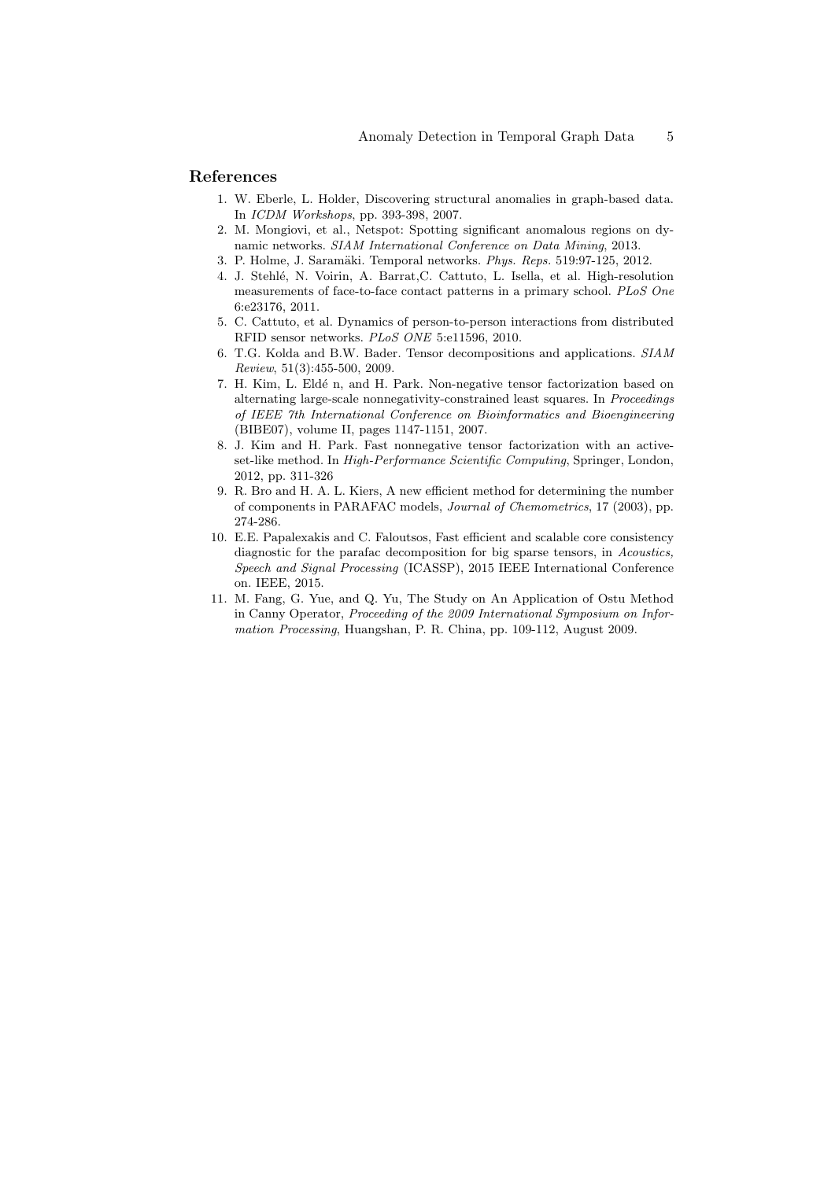## References

1. W. Eberle, L. Holder, Discovering structural anomalies in graph-based data. In *ICDM Workshops*, pp. 393-398, 2007.
2. M. Mongiovi, et al., Netspot: Spotting significant anomalous regions on dynamic networks. *SIAM International Conference on Data Mining*, 2013.
3. P. Holme, J. Saramäki. Temporal networks. *Phys. Reps.* 519:97-125, 2012.
4. J. Stehlé, N. Voirin, A. Barrat,C. Cattuto, L. Isella, et al. High-resolution measurements of face-to-face contact patterns in a primary school. *PLoS One* 6:e23176, 2011.
5. C. Cattuto, et al. Dynamics of person-to-person interactions from distributed RFID sensor networks. *PLoS ONE* 5:e11596, 2010.
6. T.G. Kolda and B.W. Bader. Tensor decompositions and applications. *SIAM Review*, 51(3):455-500, 2009.
7. H. Kim, L. Eldé n, and H. Park. Non-negative tensor factorization based on alternating large-scale nonnegativity-constrained least squares. In *Proceedings of IEEE 7th International Conference on Bioinformatics and Bioengineering* (BIBE07), volume II, pages 1147-1151, 2007.
8. J. Kim and H. Park. Fast nonnegative tensor factorization with an active-set-like method. In *High-Performance Scientific Computing*, Springer, London, 2012, pp. 311-326
9. R. Bro and H. A. L. Kiers, A new efficient method for determining the number of components in PARAFAC models, *Journal of Chemometrics*, 17 (2003), pp. 274-286.
10. E.E. Papalexakis and C. Faloutsos, Fast efficient and scalable core consistency diagnostic for the parafac decomposition for big sparse tensors, in *Acoustics, Speech and Signal Processing* (ICASSP), 2015 IEEE International Conference on. IEEE, 2015.
11. M. Fang, G. Yue, and Q. Yu, The Study on An Application of Ostu Method in Canny Operator, *Proceeding of the 2009 International Symposium on Information Processing*, Huangshan, P. R. China, pp. 109-112, August 2009.